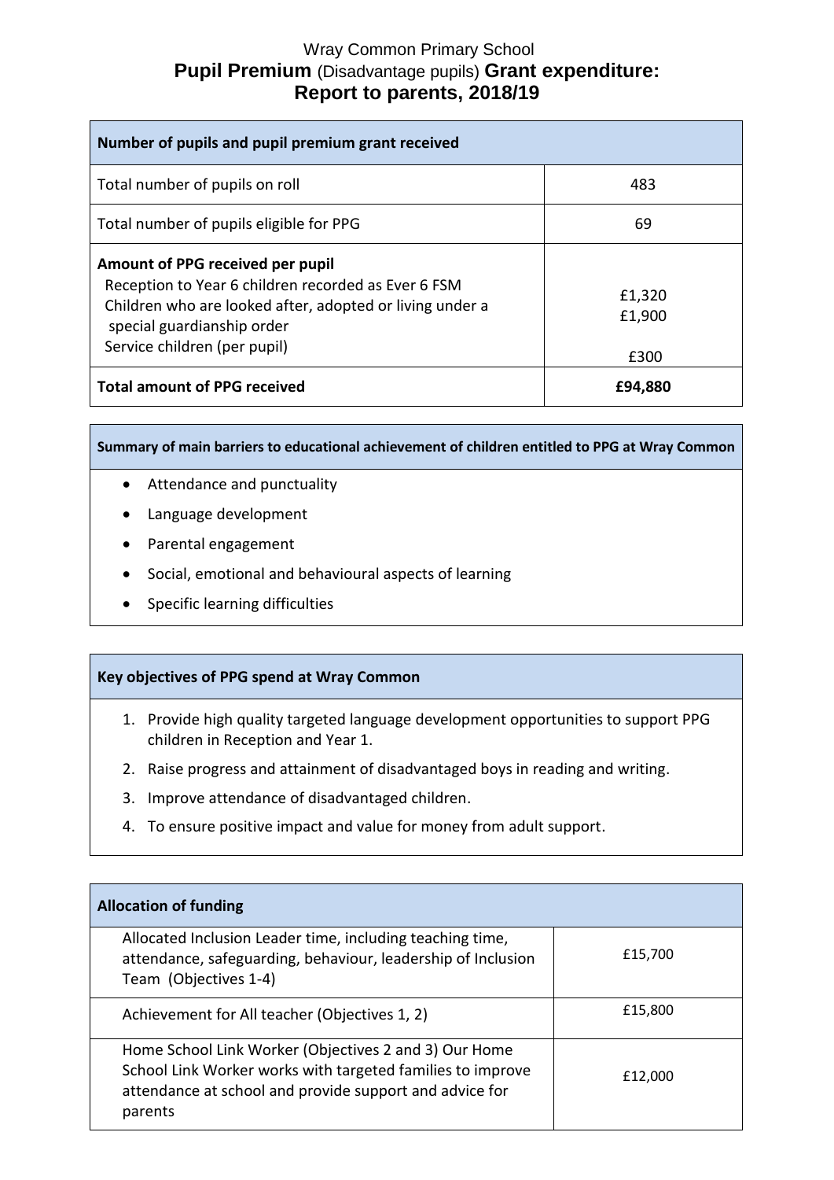# Wray Common Primary School

## Pupil Premium (Disadvantage pupils) Grant expenditure: Report to parents, 2018/19

| Number of pupils and pupil premium grant received | |
|---|---|
| Total number of pupils on roll | 483 |
| Total number of pupils eligible for PPG | 69 |
| **Amount of PPG received per pupil**<br>Reception to Year 6 children recorded as Ever 6 FSM<br>Children who are looked after, adopted or living under a special guardianship order<br>Service children (per pupil) | <br>£1,320<br>£1,900<br><br>£300 |
| **Total amount of PPG received** | **£94,880** |

| Summary of main barriers to educational achievement of children entitled to PPG at Wray Common |
|---|
| • Attendance and punctuality<br>• Language development<br>• Parental engagement<br>• Social, emotional and behavioural aspects of learning<br>• Specific learning difficulties |

| Key objectives of PPG spend at Wray Common |
|---|
| 1. Provide high quality targeted language development opportunities to support PPG children in Reception and Year 1.<br>2. Raise progress and attainment of disadvantaged boys in reading and writing.<br>3. Improve attendance of disadvantaged children.<br>4. To ensure positive impact and value for money from adult support. |

| Allocation of funding | |
|---|---|
| Allocated Inclusion Leader time, including teaching time, attendance, safeguarding, behaviour, leadership of Inclusion Team (Objectives 1-4) | £15,700 |
| Achievement for All teacher (Objectives 1, 2) | £15,800 |
| Home School Link Worker (Objectives 2 and 3) Our Home School Link Worker works with targeted families to improve attendance at school and provide support and advice for parents | £12,000 |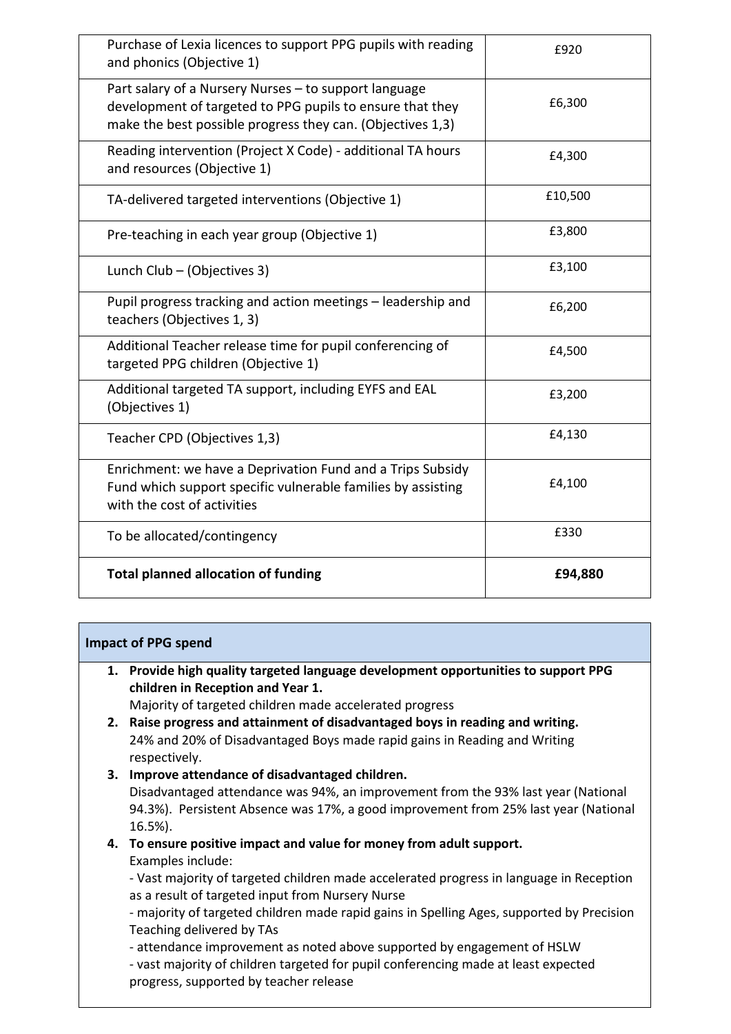| | |
|---|---|
| Purchase of Lexia licences to support PPG pupils with reading and phonics (Objective 1) | £920 |
| Part salary of a Nursery Nurses – to support language development of targeted to PPG pupils to ensure that they make the best possible progress they can. (Objectives 1,3) | £6,300 |
| Reading intervention (Project X Code) - additional TA hours and resources (Objective 1) | £4,300 |
| TA-delivered targeted interventions (Objective 1) | £10,500 |
| Pre-teaching in each year group (Objective 1) | £3,800 |
| Lunch Club – (Objectives 3) | £3,100 |
| Pupil progress tracking and action meetings – leadership and teachers (Objectives 1, 3) | £6,200 |
| Additional Teacher release time for pupil conferencing of targeted PPG children (Objective 1) | £4,500 |
| Additional targeted TA support, including EYFS and EAL (Objectives 1) | £3,200 |
| Teacher CPD (Objectives 1,3) | £4,130 |
| Enrichment: we have a Deprivation Fund and a Trips Subsidy Fund which support specific vulnerable families by assisting with the cost of activities | £4,100 |
| To be allocated/contingency | £330 |
| **Total planned allocation of funding** | **£94,880** |

**Impact of PPG spend**

1. **Provide high quality targeted language development opportunities to support PPG children in Reception and Year 1.**
   Majority of targeted children made accelerated progress
2. **Raise progress and attainment of disadvantaged boys in reading and writing.**
   24% and 20% of Disadvantaged Boys made rapid gains in Reading and Writing respectively.
3. **Improve attendance of disadvantaged children.**
   Disadvantaged attendance was 94%, an improvement from the 93% last year (National 94.3%). Persistent Absence was 17%, a good improvement from 25% last year (National 16.5%).
4. **To ensure positive impact and value for money from adult support.**
   Examples include:
   - Vast majority of targeted children made accelerated progress in language in Reception as a result of targeted input from Nursery Nurse
   - majority of targeted children made rapid gains in Spelling Ages, supported by Precision Teaching delivered by TAs
   - attendance improvement as noted above supported by engagement of HSLW
   - vast majority of children targeted for pupil conferencing made at least expected progress, supported by teacher release